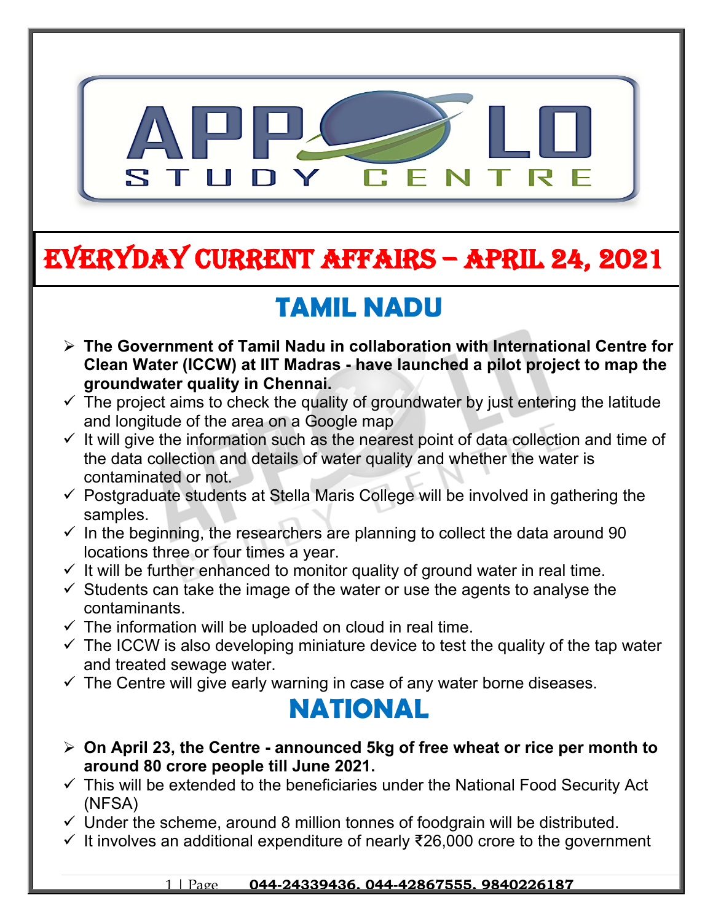# EVERYDAY CURRENT AFFAIRS – APRIL 24, 2021

## TAMIL NADU

- **The Government of Tamil Nadu in collaboration with International Centre for Clean Water (ICCW) at IIT Madras - have launched a pilot project to map the groundwater quality in Chennai.**
  - ✓ The project aims to check the quality of groundwater by just entering the latitude and longitude of the area on a Google map
  - ✓ It will give the information such as the nearest point of data collection and time of the data collection and details of water quality and whether the water is contaminated or not.
  - ✓ Postgraduate students at Stella Maris College will be involved in gathering the samples.
  - ✓ In the beginning, the researchers are planning to collect the data around 90 locations three or four times a year.
  - ✓ It will be further enhanced to monitor quality of ground water in real time.
  - ✓ Students can take the image of the water or use the agents to analyse the contaminants.
  - ✓ The information will be uploaded on cloud in real time.
  - ✓ The ICCW is also developing miniature device to test the quality of the tap water and treated sewage water.
  - ✓ The Centre will give early warning in case of any water borne diseases.

## NATIONAL

- **On April 23, the Centre - announced 5kg of free wheat or rice per month to around 80 crore people till June 2021.**
  - ✓ This will be extended to the beneficiaries under the National Food Security Act (NFSA)
  - ✓ Under the scheme, around 8 million tonnes of foodgrain will be distributed.
  - ✓ It involves an additional expenditure of nearly ₹26,000 crore to the government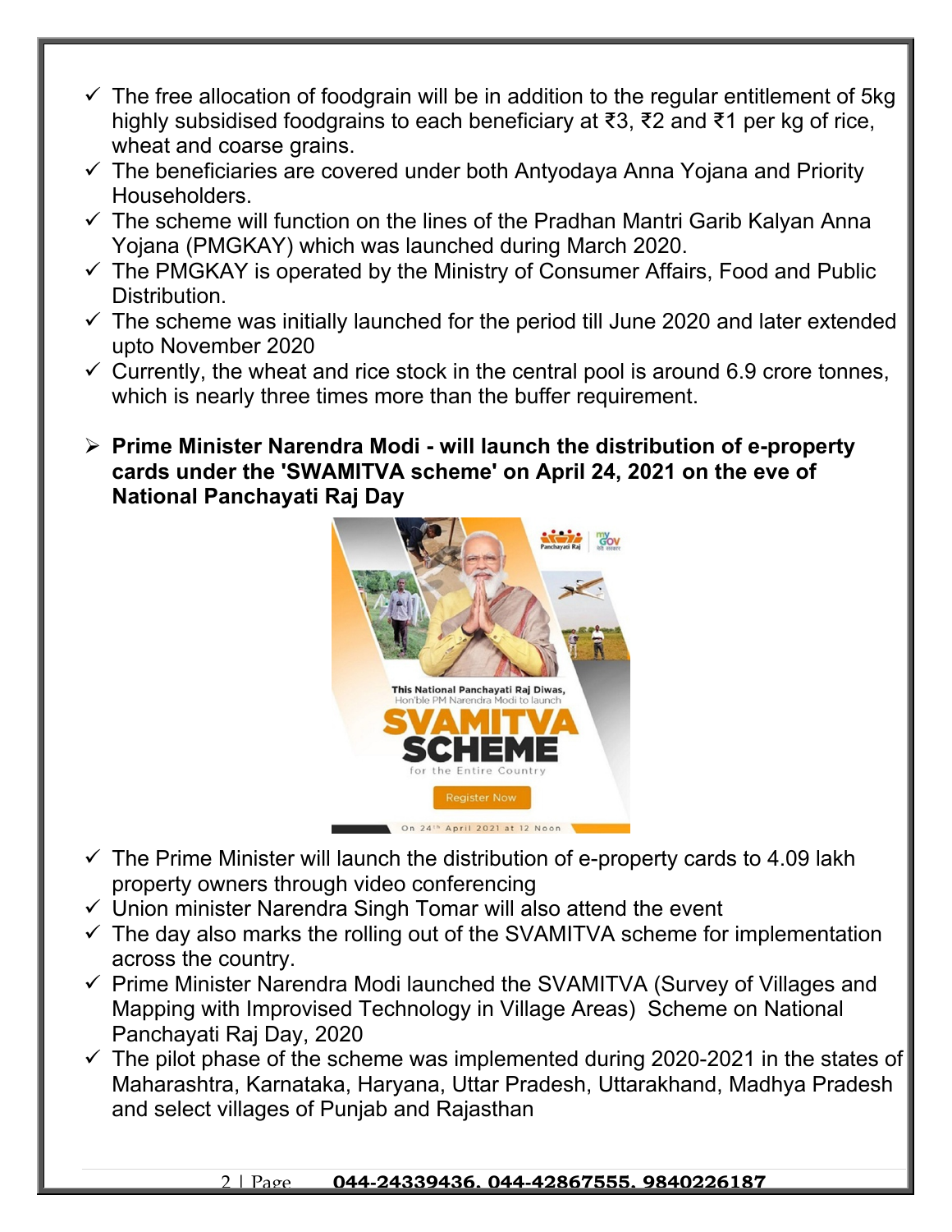- ✓ The free allocation of foodgrain will be in addition to the regular entitlement of 5kg highly subsidised foodgrains to each beneficiary at ₹3, ₹2 and ₹1 per kg of rice, wheat and coarse grains.
- ✓ The beneficiaries are covered under both Antyodaya Anna Yojana and Priority Householders.
- ✓ The scheme will function on the lines of the Pradhan Mantri Garib Kalyan Anna Yojana (PMGKAY) which was launched during March 2020.
- ✓ The PMGKAY is operated by the Ministry of Consumer Affairs, Food and Public Distribution.
- ✓ The scheme was initially launched for the period till June 2020 and later extended upto November 2020
- ✓ Currently, the wheat and rice stock in the central pool is around 6.9 crore tonnes, which is nearly three times more than the buffer requirement.

➢ **Prime Minister Narendra Modi - will launch the distribution of e-property cards under the 'SWAMITVA scheme' on April 24, 2021 on the eve of National Panchayati Raj Day**

- ✓ The Prime Minister will launch the distribution of e-property cards to 4.09 lakh property owners through video conferencing
- ✓ Union minister Narendra Singh Tomar will also attend the event
- ✓ The day also marks the rolling out of the SVAMITVA scheme for implementation across the country.
- ✓ Prime Minister Narendra Modi launched the SVAMITVA (Survey of Villages and Mapping with Improvised Technology in Village Areas) Scheme on National Panchayati Raj Day, 2020
- ✓ The pilot phase of the scheme was implemented during 2020-2021 in the states of Maharashtra, Karnataka, Haryana, Uttar Pradesh, Uttarakhand, Madhya Pradesh and select villages of Punjab and Rajasthan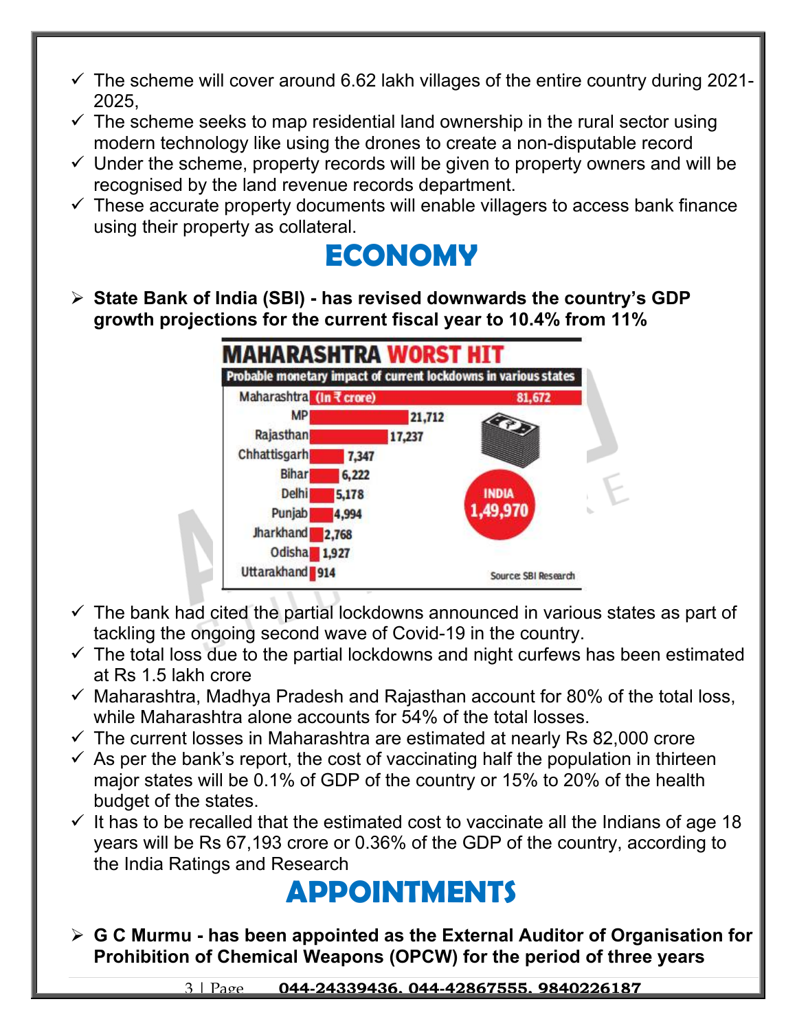- ✓ The scheme will cover around 6.62 lakh villages of the entire country during 2021-2025,
- ✓ The scheme seeks to map residential land ownership in the rural sector using modern technology like using the drones to create a non-disputable record
- ✓ Under the scheme, property records will be given to property owners and will be recognised by the land revenue records department.
- ✓ These accurate property documents will enable villagers to access bank finance using their property as collateral.

# ECONOMY

- **State Bank of India (SBI) - has revised downwards the country's GDP growth projections for the current fiscal year to 10.4% from 11%**

**MAHARASHTRA WORST HIT**

Probable monetary impact of current lockdowns in various states

| State | Impact (in ₹ crore) |
|---|---|
| Maharashtra | 81,672 |
| MP | 21,712 |
| Rajasthan | 17,237 |
| Chhattisgarh | 7,347 |
| Bihar | 6,222 |
| Delhi | 5,178 |
| Punjab | 4,994 |
| Jharkhand | 2,768 |
| Odisha | 1,927 |
| Uttarakhand | 914 |
| INDIA | 1,49,970 |

Source: SBI Research

- ✓ The bank had cited the partial lockdowns announced in various states as part of tackling the ongoing second wave of Covid-19 in the country.
- ✓ The total loss due to the partial lockdowns and night curfews has been estimated at Rs 1.5 lakh crore
- ✓ Maharashtra, Madhya Pradesh and Rajasthan account for 80% of the total loss, while Maharashtra alone accounts for 54% of the total losses.
- ✓ The current losses in Maharashtra are estimated at nearly Rs 82,000 crore
- ✓ As per the bank's report, the cost of vaccinating half the population in thirteen major states will be 0.1% of GDP of the country or 15% to 20% of the health budget of the states.
- ✓ It has to be recalled that the estimated cost to vaccinate all the Indians of age 18 years will be Rs 67,193 crore or 0.36% of the GDP of the country, according to the India Ratings and Research

# APPOINTMENTS

- **G C Murmu - has been appointed as the External Auditor of Organisation for Prohibition of Chemical Weapons (OPCW) for the period of three years**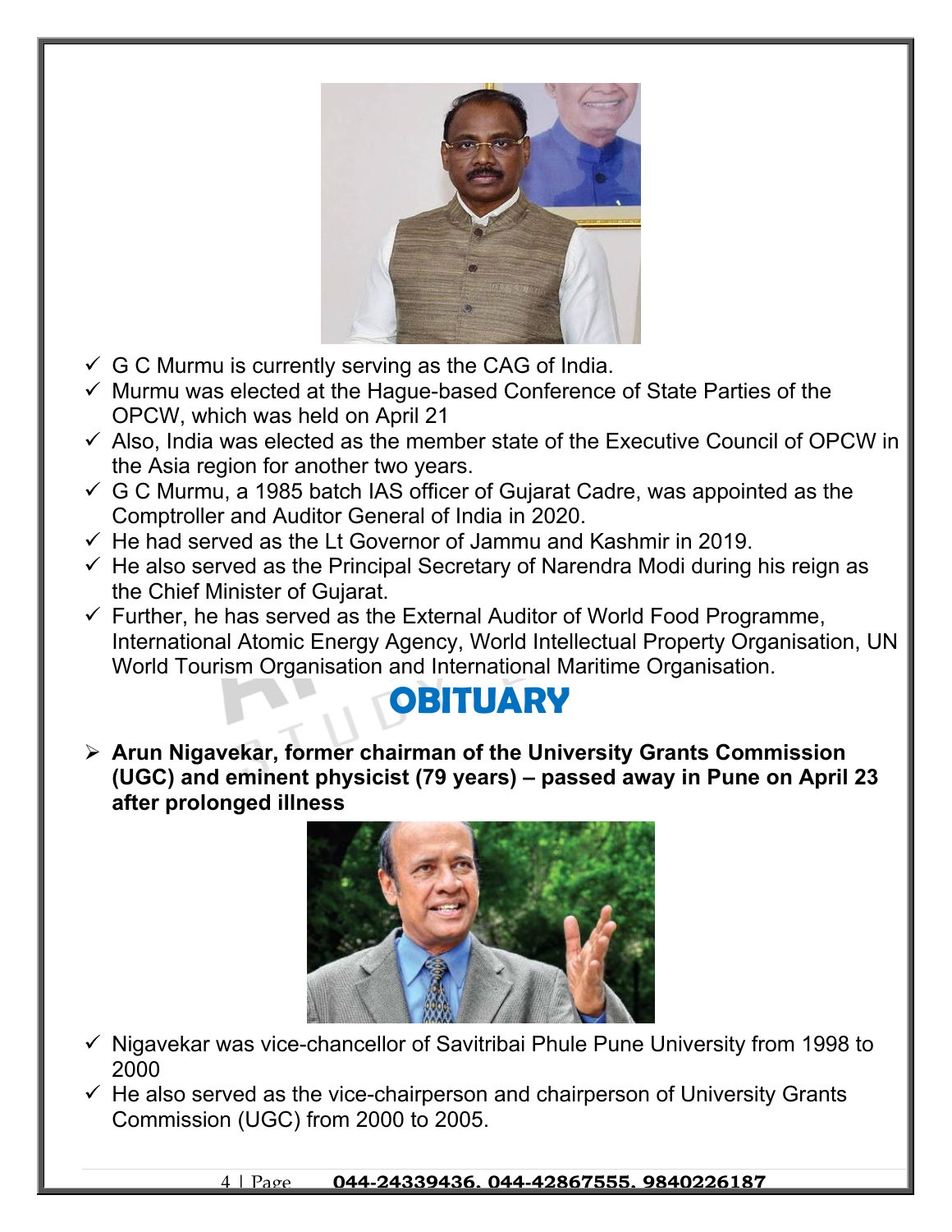- ✓ G C Murmu is currently serving as the CAG of India.
- ✓ Murmu was elected at the Hague-based Conference of State Parties of the OPCW, which was held on April 21
- ✓ Also, India was elected as the member state of the Executive Council of OPCW in the Asia region for another two years.
- ✓ G C Murmu, a 1985 batch IAS officer of Gujarat Cadre, was appointed as the Comptroller and Auditor General of India in 2020.
- ✓ He had served as the Lt Governor of Jammu and Kashmir in 2019.
- ✓ He also served as the Principal Secretary of Narendra Modi during his reign as the Chief Minister of Gujarat.
- ✓ Further, he has served as the External Auditor of World Food Programme, International Atomic Energy Agency, World Intellectual Property Organisation, UN World Tourism Organisation and International Maritime Organisation.

# OBITUARY

- **Arun Nigavekar, former chairman of the University Grants Commission (UGC) and eminent physicist (79 years) – passed away in Pune on April 23 after prolonged illness**

- ✓ Nigavekar was vice-chancellor of Savitribai Phule Pune University from 1998 to 2000
- ✓ He also served as the vice-chairperson and chairperson of University Grants Commission (UGC) from 2000 to 2005.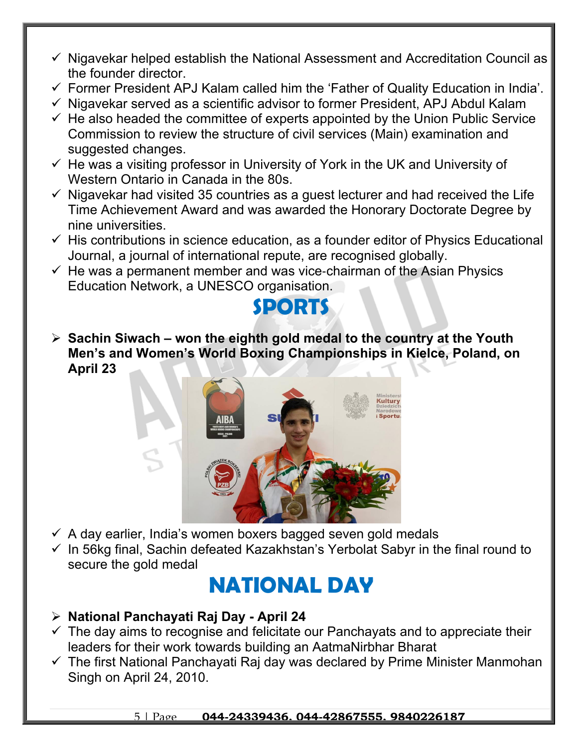- ✓ Nigavekar helped establish the National Assessment and Accreditation Council as the founder director.
- ✓ Former President APJ Kalam called him the 'Father of Quality Education in India'.
- ✓ Nigavekar served as a scientific advisor to former President, APJ Abdul Kalam
- ✓ He also headed the committee of experts appointed by the Union Public Service Commission to review the structure of civil services (Main) examination and suggested changes.
- ✓ He was a visiting professor in University of York in the UK and University of Western Ontario in Canada in the 80s.
- ✓ Nigavekar had visited 35 countries as a guest lecturer and had received the Life Time Achievement Award and was awarded the Honorary Doctorate Degree by nine universities.
- ✓ His contributions in science education, as a founder editor of Physics Educational Journal, a journal of international repute, are recognised globally.
- ✓ He was a permanent member and was vice-chairman of the Asian Physics Education Network, a UNESCO organisation.

# SPORTS

- **Sachin Siwach – won the eighth gold medal to the country at the Youth Men's and Women's World Boxing Championships in Kielce, Poland, on April 23**

- ✓ A day earlier, India's women boxers bagged seven gold medals
- ✓ In 56kg final, Sachin defeated Kazakhstan's Yerbolat Sabyr in the final round to secure the gold medal

# NATIONAL DAY

- **National Panchayati Raj Day - April 24**
- ✓ The day aims to recognise and felicitate our Panchayats and to appreciate their leaders for their work towards building an AatmaNirbhar Bharat
- ✓ The first National Panchayati Raj day was declared by Prime Minister Manmohan Singh on April 24, 2010.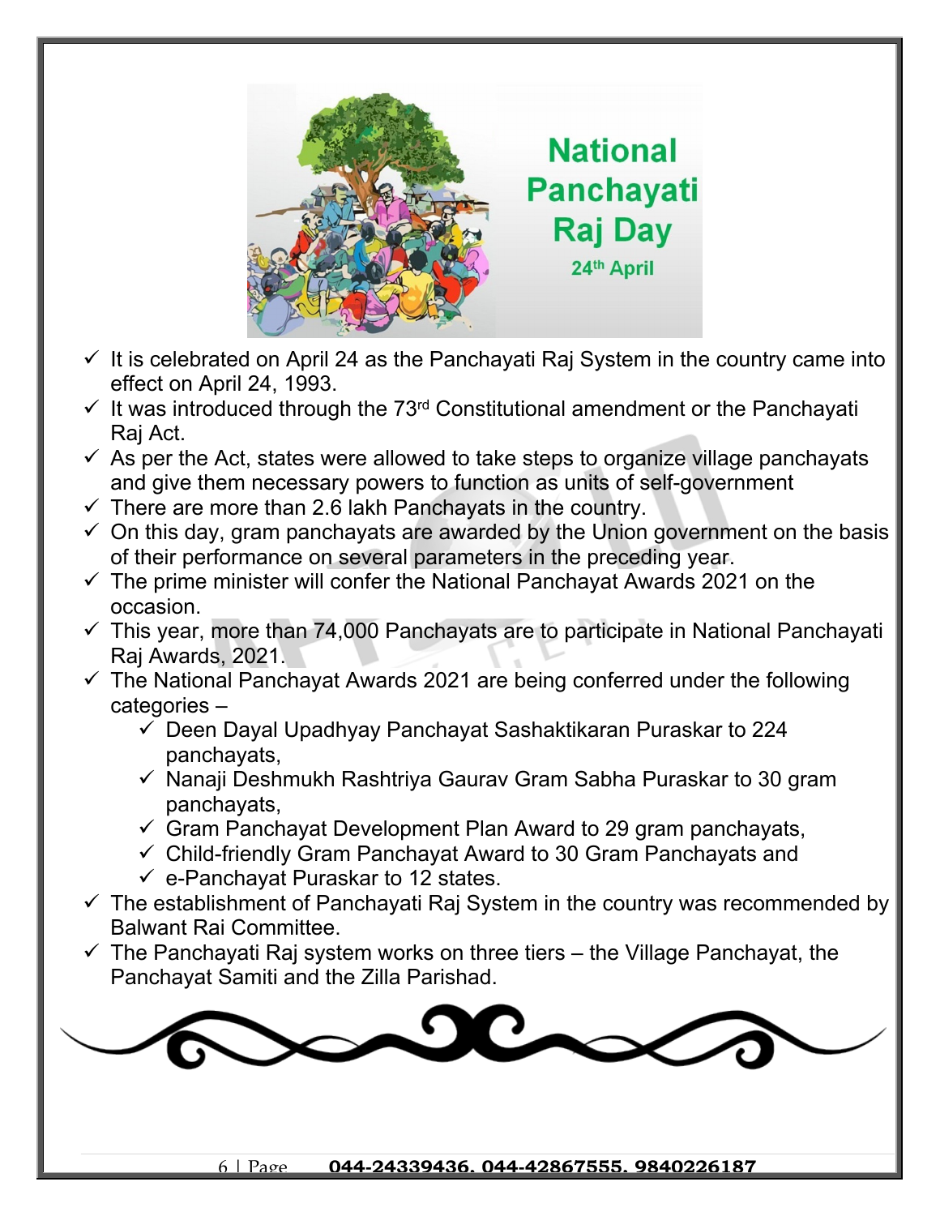# National Panchayati Raj Day

24th April

- ✓ It is celebrated on April 24 as the Panchayati Raj System in the country came into effect on April 24, 1993.
- ✓ It was introduced through the 73rd Constitutional amendment or the Panchayati Raj Act.
- ✓ As per the Act, states were allowed to take steps to organize village panchayats and give them necessary powers to function as units of self-government
- ✓ There are more than 2.6 lakh Panchayats in the country.
- ✓ On this day, gram panchayats are awarded by the Union government on the basis of their performance on several parameters in the preceding year.
- ✓ The prime minister will confer the National Panchayat Awards 2021 on the occasion.
- ✓ This year, more than 74,000 Panchayats are to participate in National Panchayati Raj Awards, 2021.
- ✓ The National Panchayat Awards 2021 are being conferred under the following categories –
  - ✓ Deen Dayal Upadhyay Panchayat Sashaktikaran Puraskar to 224 panchayats,
  - ✓ Nanaji Deshmukh Rashtriya Gaurav Gram Sabha Puraskar to 30 gram panchayats,
  - ✓ Gram Panchayat Development Plan Award to 29 gram panchayats,
  - ✓ Child-friendly Gram Panchayat Award to 30 Gram Panchayats and
  - ✓ e-Panchayat Puraskar to 12 states.
- ✓ The establishment of Panchayati Raj System in the country was recommended by Balwant Rai Committee.
- ✓ The Panchayati Raj system works on three tiers – the Village Panchayat, the Panchayat Samiti and the Zilla Parishad.